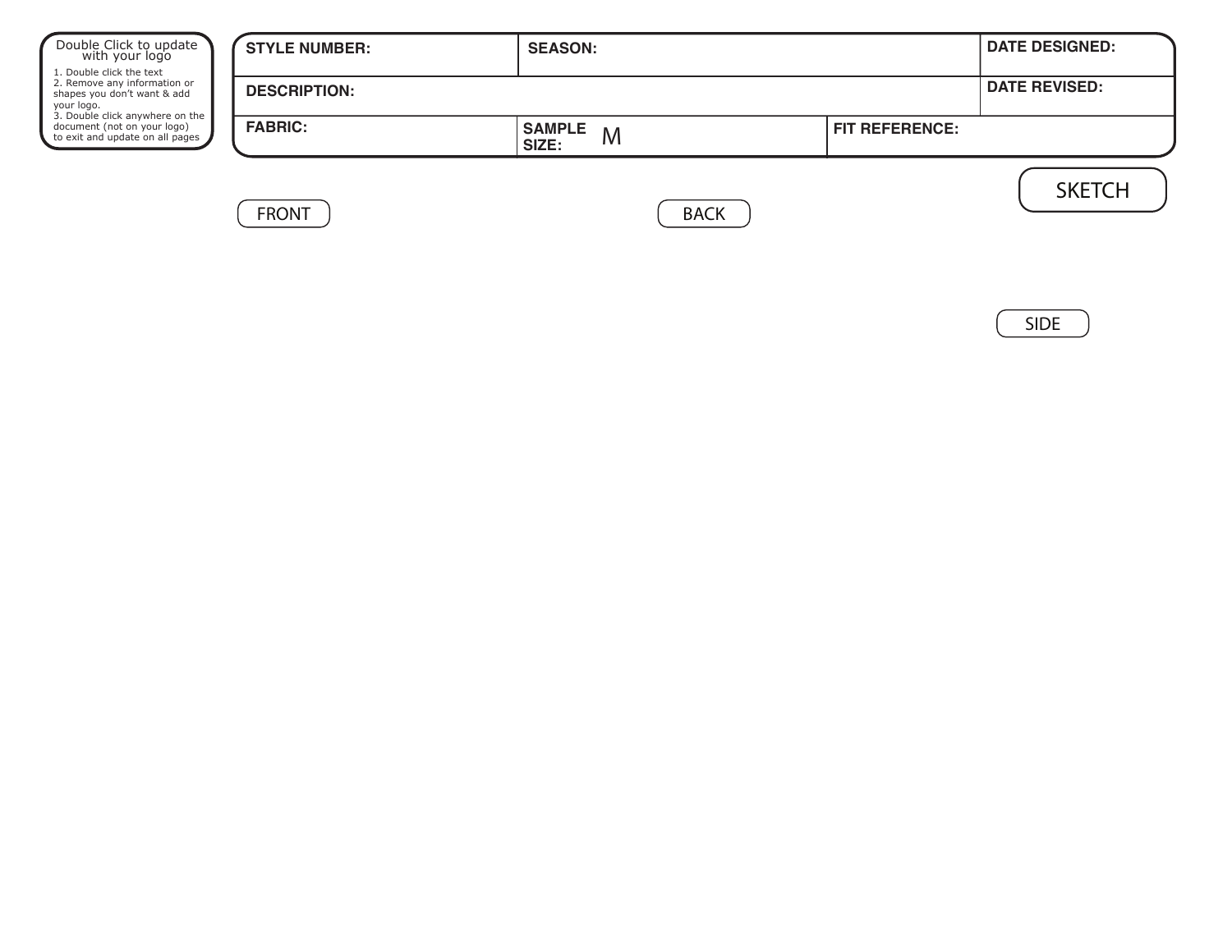Double Click to update with your logo

1. Double click the text
2. Remove any information or shapes you don't want & add your logo.
3. Double click anywhere on the document (not on your logo) to exit and update on all pages

| STYLE NUMBER: | SEASON: | | DATE DESIGNED: |
|---|---|---|---|
| DESCRIPTION: | | | DATE REVISED: |
| FABRIC: | SAMPLE SIZE: M | FIT REFERENCE: | |

SKETCH

FRONT

BACK

SIDE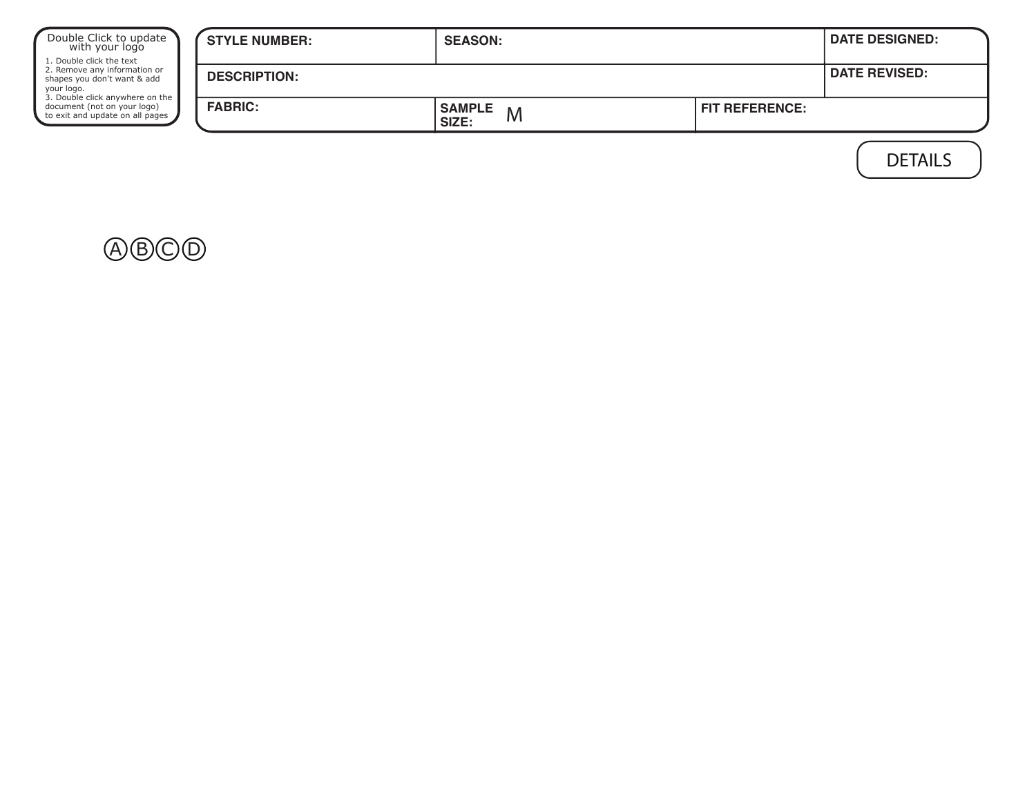Double Click to update with your logo

1. Double click the text
2. Remove any information or shapes you don't want & add your logo.
3. Double click anywhere on the document (not on your logo) to exit and update on all pages

| STYLE NUMBER: | SEASON: | | DATE DESIGNED: |
|---|---|---|---|
| DESCRIPTION: | | | DATE REVISED: |
| FABRIC: | SAMPLE SIZE: M | FIT REFERENCE: | |

DETAILS

ⒶⒷⒸⒹ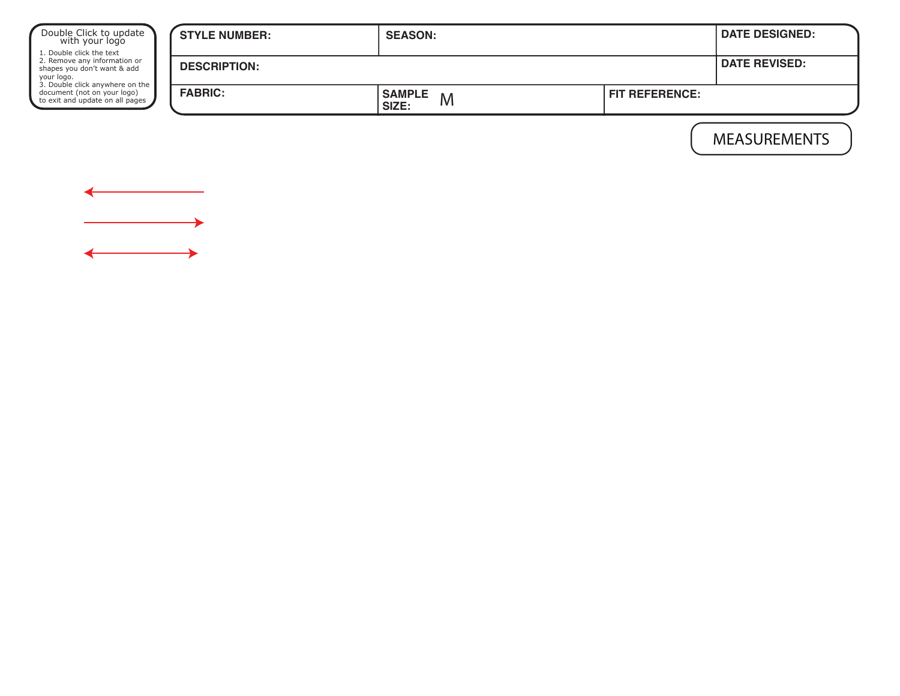Double Click to update with your logo

1. Double click the text
2. Remove any information or shapes you don't want & add your logo.
3. Double click anywhere on the document (not on your logo) to exit and update on all pages

| STYLE NUMBER: | SEASON: | | DATE DESIGNED: |
|---|---|---|---|
| DESCRIPTION: | | | DATE REVISED: |
| FABRIC: | SAMPLE SIZE: M | FIT REFERENCE: | |

MEASUREMENTS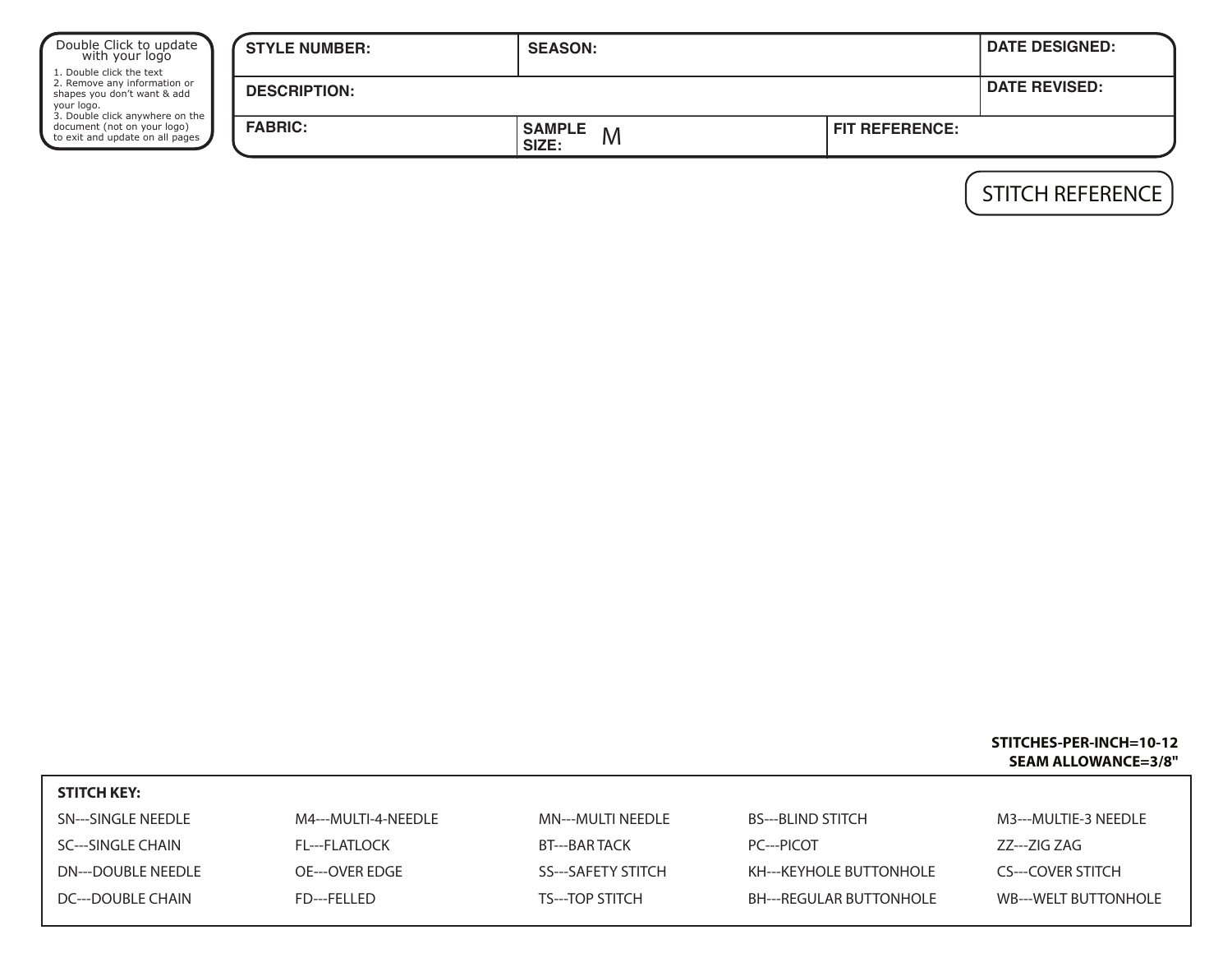Double Click to update with your logo
1. Double click the text
2. Remove any information or shapes you don't want & add your logo.
3. Double click anywhere on the document (not on your logo) to exit and update on all pages

| STYLE NUMBER: | SEASON: | | DATE DESIGNED: |
|---|---|---|---|
| DESCRIPTION: | | | DATE REVISED: |
| FABRIC: | SAMPLE SIZE: M | FIT REFERENCE: | |

STITCH REFERENCE

**STITCHES-PER-INCH=10-12**
**SEAM ALLOWANCE=3/8"**

**STITCH KEY:**

| | | | | |
|---|---|---|---|---|
| SN---SINGLE NEEDLE | M4---MULTI-4-NEEDLE | MN---MULTI NEEDLE | BS---BLIND STITCH | M3---MULTIE-3 NEEDLE |
| SC---SINGLE CHAIN | FL---FLATLOCK | BT---BAR TACK | PC---PICOT | ZZ---ZIG ZAG |
| DN---DOUBLE NEEDLE | OE---OVER EDGE | SS---SAFETY STITCH | KH---KEYHOLE BUTTONHOLE | CS---COVER STITCH |
| DC---DOUBLE CHAIN | FD---FELLED | TS---TOP STITCH | BH---REGULAR BUTTONHOLE | WB---WELT BUTTONHOLE |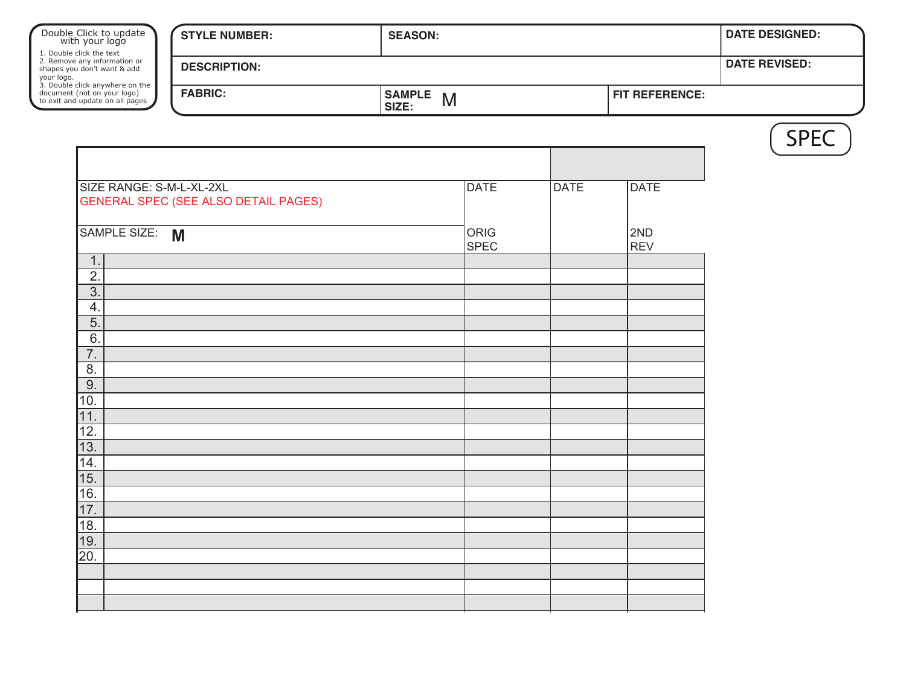Double Click to update with your logo

1. Double click the text
2. Remove any information or shapes you don't want & add your logo.
3. Double click anywhere on the document (not on your logo) to exit and update on all pages

| STYLE NUMBER: | SEASON: | | DATE DESIGNED: |
|---|---|---|---|
| DESCRIPTION: | | | DATE REVISED: |
| FABRIC: | SAMPLE SIZE: M | FIT REFERENCE: | |

SPEC

| SIZE RANGE: S-M-L-XL-2XL<br>GENERAL SPEC (SEE ALSO DETAIL PAGES) | | DATE | DATE | DATE |
|---|---|---|---|---|
| SAMPLE SIZE: **M** | | ORIG SPEC | | 2ND REV |
| 1. | | | | |
| 2. | | | | |
| 3. | | | | |
| 4. | | | | |
| 5. | | | | |
| 6. | | | | |
| 7. | | | | |
| 8. | | | | |
| 9. | | | | |
| 10. | | | | |
| 11. | | | | |
| 12. | | | | |
| 13. | | | | |
| 14. | | | | |
| 15. | | | | |
| 16. | | | | |
| 17. | | | | |
| 18. | | | | |
| 19. | | | | |
| 20. | | | | |
| | | | | |
| | | | | |
| | | | | |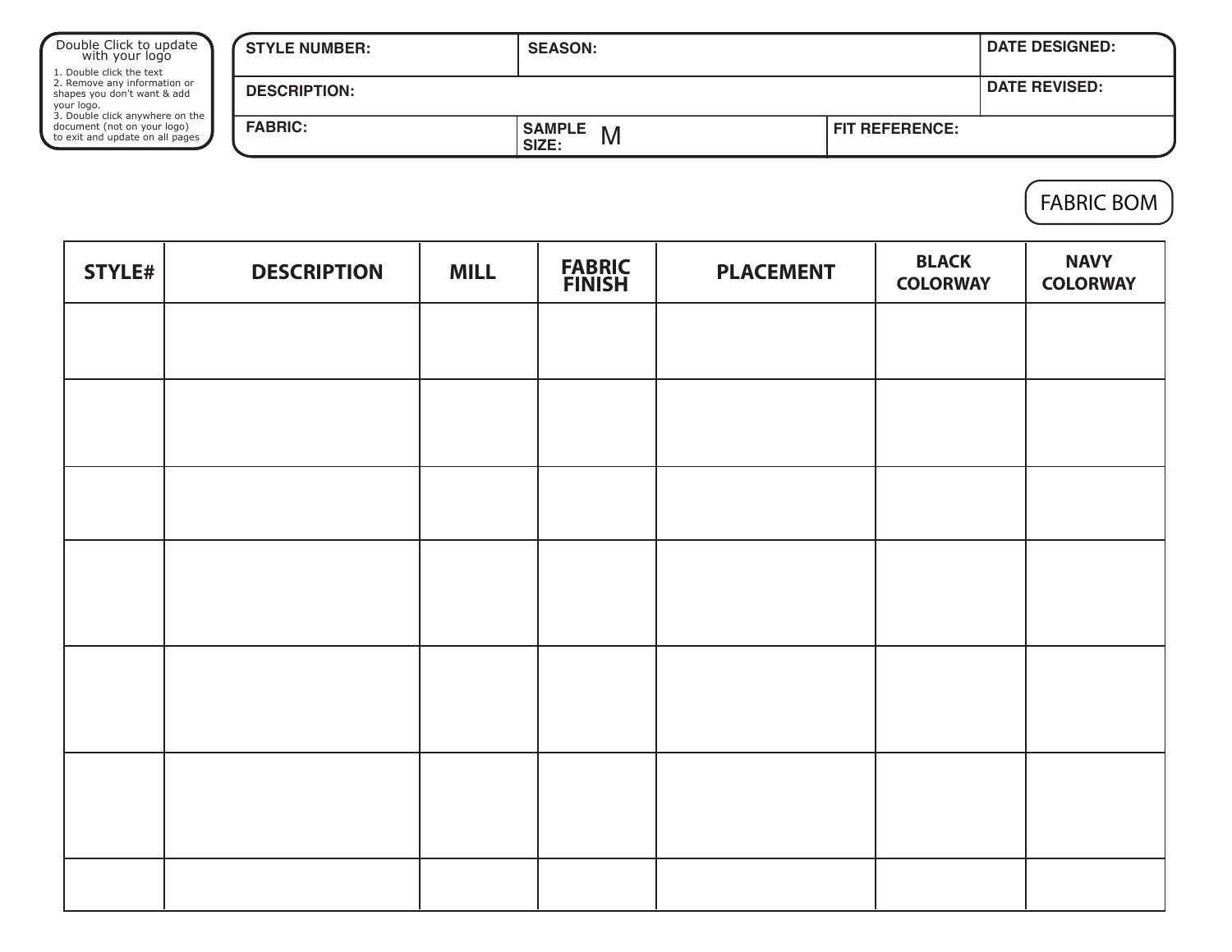Double Click to update with your logo

1. Double click the text
2. Remove any information or shapes you don't want & add your logo.
3. Double click anywhere on the document (not on your logo) to exit and update on all pages

| STYLE NUMBER: | SEASON: | | DATE DESIGNED: |
|---|---|---|---|
| DESCRIPTION: | | | DATE REVISED: |
| FABRIC: | SAMPLE SIZE: M | FIT REFERENCE: | |

## FABRIC BOM

| STYLE# | DESCRIPTION | MILL | FABRIC FINISH | PLACEMENT | BLACK COLORWAY | NAVY COLORWAY |
|---|---|---|---|---|---|---|
| | | | | | | |
| | | | | | | |
| | | | | | | |
| | | | | | | |
| | | | | | | |
| | | | | | | |
| | | | | | | |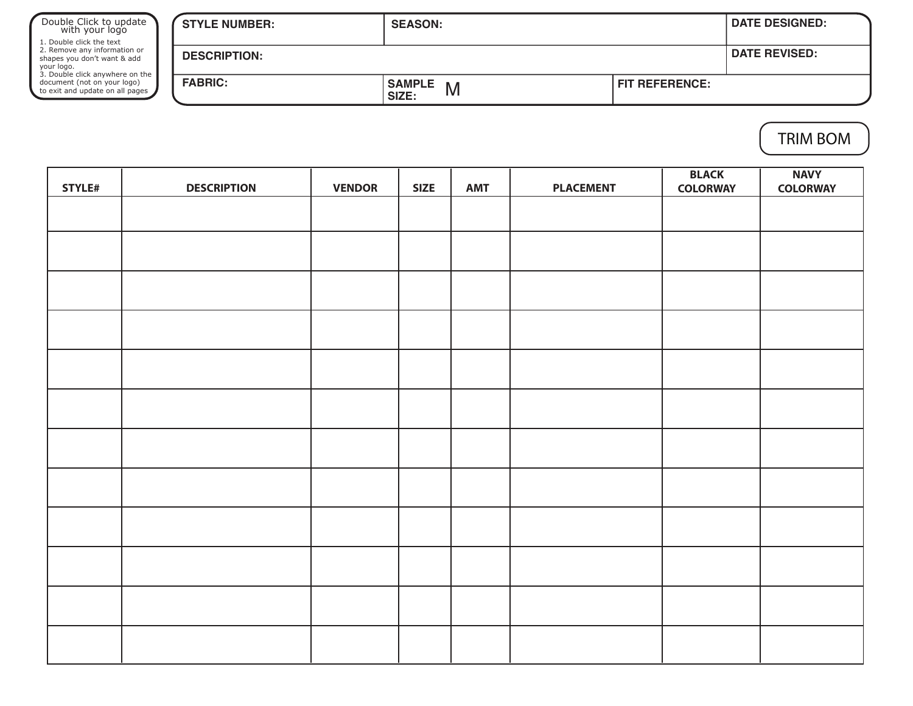Double Click to update with your logo

1. Double click the text
2. Remove any information or shapes you don't want & add your logo.
3. Double click anywhere on the document (not on your logo) to exit and update on all pages

| | | |
|---|---|---|
| **STYLE NUMBER:** | **SEASON:** | **DATE DESIGNED:** |
| **DESCRIPTION:** | | **DATE REVISED:** |
| **FABRIC:** | **SAMPLE SIZE:** M | **FIT REFERENCE:** |

## TRIM BOM

| STYLE# | DESCRIPTION | VENDOR | SIZE | AMT | PLACEMENT | BLACK COLORWAY | NAVY COLORWAY |
|---|---|---|---|---|---|---|---|
| | | | | | | | |
| | | | | | | | |
| | | | | | | | |
| | | | | | | | |
| | | | | | | | |
| | | | | | | | |
| | | | | | | | |
| | | | | | | | |
| | | | | | | | |
| | | | | | | | |
| | | | | | | | |
| | | | | | | | |